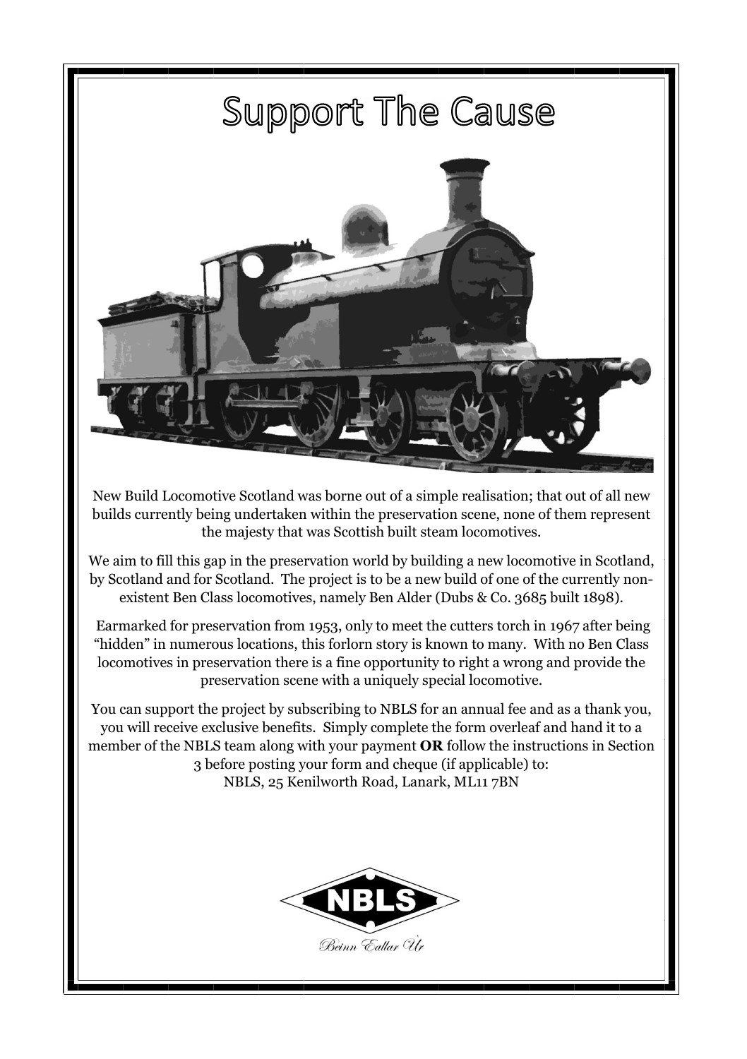# Support The Cause

New Build Locomotive Scotland was borne out of a simple realisation; that out of all new builds currently being undertaken within the preservation scene, none of them represent the majesty that was Scottish built steam locomotives.

We aim to fill this gap in the preservation world by building a new locomotive in Scotland, by Scotland and for Scotland. The project is to be a new build of one of the currently non-existent Ben Class locomotives, namely Ben Alder (Dubs & Co. 3685 built 1898).

Earmarked for preservation from 1953, only to meet the cutters torch in 1967 after being "hidden" in numerous locations, this forlorn story is known to many. With no Ben Class locomotives in preservation there is a fine opportunity to right a wrong and provide the preservation scene with a uniquely special locomotive.

You can support the project by subscribing to NBLS for an annual fee and as a thank you, you will receive exclusive benefits. Simply complete the form overleaf and hand it to a member of the NBLS team along with your payment **OR** follow the instructions in Section 3 before posting your form and cheque (if applicable) to:
NBLS, 25 Kenilworth Road, Lanark, ML11 7BN

NBLS

*Beinn Eallar Ùr*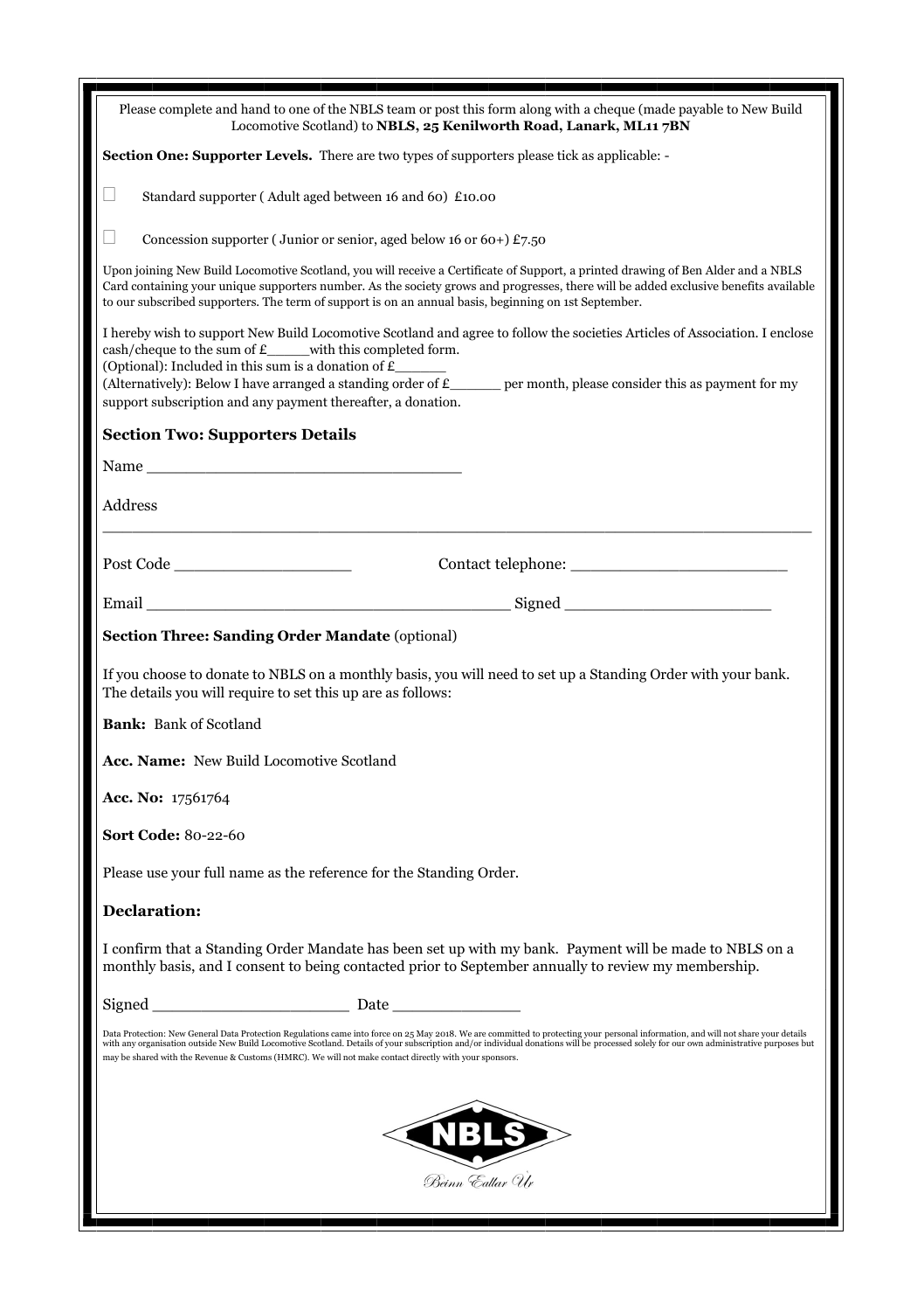Please complete and hand to one of the NBLS team or post this form along with a cheque (made payable to New Build Locomotive Scotland) to **NBLS, 25 Kenilworth Road, Lanark, ML11 7BN**

**Section One: Supporter Levels.** There are two types of supporters please tick as applicable: -

☐ Standard supporter ( Adult aged between 16 and 60) £10.00

☐ Concession supporter ( Junior or senior, aged below 16 or 60+) £7.50

Upon joining New Build Locomotive Scotland, you will receive a Certificate of Support, a printed drawing of Ben Alder and a NBLS Card containing your unique supporters number. As the society grows and progresses, there will be added exclusive benefits available to our subscribed supporters. The term of support is on an annual basis, beginning on 1st September.

I hereby wish to support New Build Locomotive Scotland and agree to follow the societies Articles of Association. I enclose cash/cheque to the sum of £_____with this completed form.
(Optional): Included in this sum is a donation of £______
(Alternatively): Below I have arranged a standing order of £______ per month, please consider this as payment for my support subscription and any payment thereafter, a donation.

### Section Two: Supporters Details

Name ________________________________

Address

______________________________________________________________________

Post Code __________________ Contact telephone: ______________________

Email _____________________________________ Signed ____________________

**Section Three: Sanding Order Mandate** (optional)

If you choose to donate to NBLS on a monthly basis, you will need to set up a Standing Order with your bank. The details you will require to set this up are as follows:

**Bank:** Bank of Scotland

**Acc. Name:** New Build Locomotive Scotland

**Acc. No:** 17561764

**Sort Code:** 80-22-60

Please use your full name as the reference for the Standing Order.

### Declaration:

I confirm that a Standing Order Mandate has been set up with my bank. Payment will be made to NBLS on a monthly basis, and I consent to being contacted prior to September annually to review my membership.

Signed ____________________ Date _____________

Data Protection: New General Data Protection Regulations came into force on 25 May 2018. We are committed to protecting your personal information, and will not share your details with any organisation outside New Build Locomotive Scotland. Details of your subscription and/or individual donations will be processed solely for our own administrative purposes but may be shared with the Revenue & Customs (HMRC). We will not make contact directly with your sponsors.

NBLS

Beinn Eallar Ùr